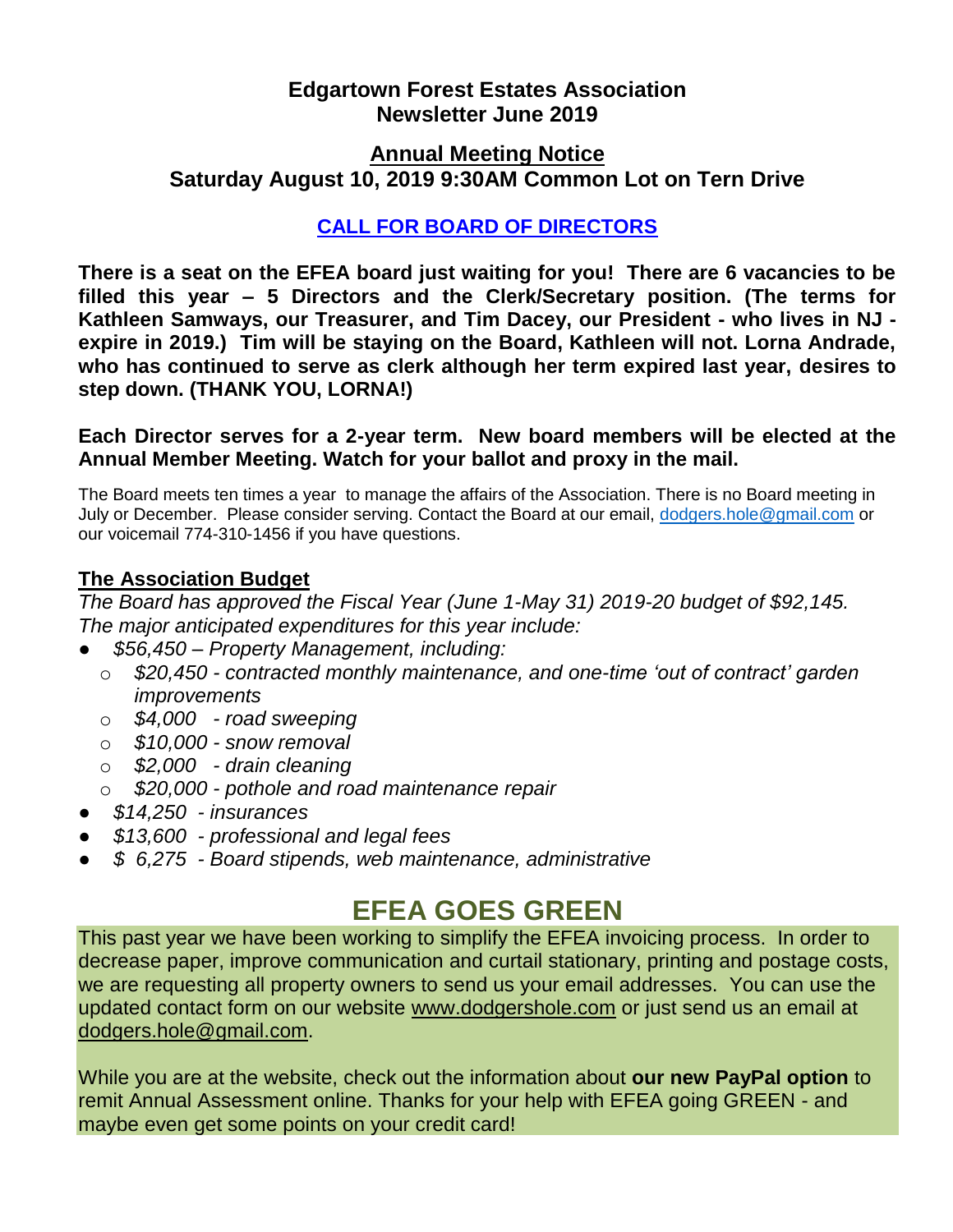# Edgartown Forest Estates Association
# Newsletter June 2019

## Annual Meeting Notice
## Saturday August 10, 2019 9:30AM Common Lot on Tern Drive

### CALL FOR BOARD OF DIRECTORS

**There is a seat on the EFEA board just waiting for you! There are 6 vacancies to be filled this year – 5 Directors and the Clerk/Secretary position. (The terms for Kathleen Samways, our Treasurer, and Tim Dacey, our President - who lives in NJ - expire in 2019.) Tim will be staying on the Board, Kathleen will not. Lorna Andrade, who has continued to serve as clerk although her term expired last year, desires to step down. (THANK YOU, LORNA!)**

**Each Director serves for a 2-year term. New board members will be elected at the Annual Member Meeting. Watch for your ballot and proxy in the mail.**

The Board meets ten times a year to manage the affairs of the Association. There is no Board meeting in July or December. Please consider serving. Contact the Board at our email, dodgers.hole@gmail.com or our voicemail 774-310-1456 if you have questions.

## The Association Budget

*The Board has approved the Fiscal Year (June 1-May 31) 2019-20 budget of $92,145. The major anticipated expenditures for this year include:*

- *$56,450 – Property Management, including:*
  - *$20,450 - contracted monthly maintenance, and one-time 'out of contract' garden improvements*
  - *$4,000 - road sweeping*
  - *$10,000 - snow removal*
  - *$2,000 - drain cleaning*
  - *$20,000 - pothole and road maintenance repair*
- *$14,250 - insurances*
- *$13,600 - professional and legal fees*
- *$ 6,275 - Board stipends, web maintenance, administrative*

## EFEA GOES GREEN

This past year we have been working to simplify the EFEA invoicing process. In order to decrease paper, improve communication and curtail stationary, printing and postage costs, we are requesting all property owners to send us your email addresses. You can use the updated contact form on our website www.dodgershole.com or just send us an email at dodgers.hole@gmail.com.

While you are at the website, check out the information about **our new PayPal option** to remit Annual Assessment online. Thanks for your help with EFEA going GREEN - and maybe even get some points on your credit card!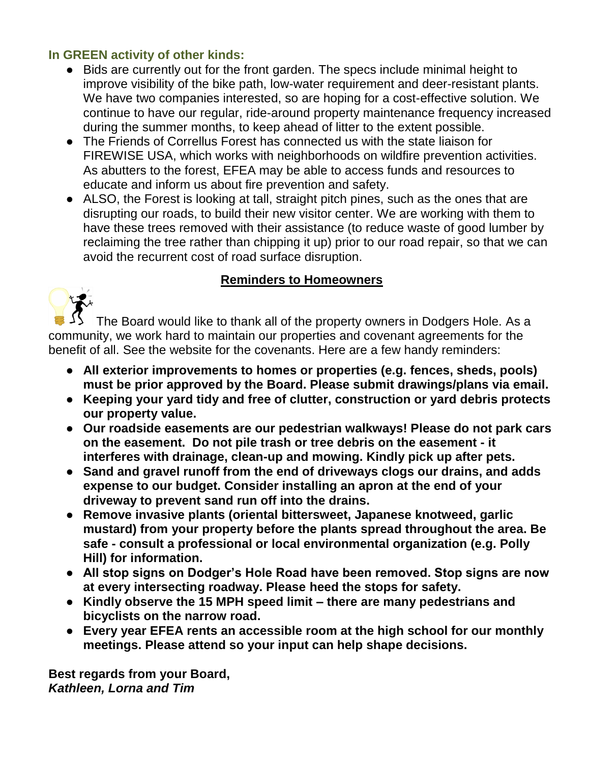**In GREEN activity of other kinds:**

- Bids are currently out for the front garden. The specs include minimal height to improve visibility of the bike path, low-water requirement and deer-resistant plants. We have two companies interested, so are hoping for a cost-effective solution. We continue to have our regular, ride-around property maintenance frequency increased during the summer months, to keep ahead of litter to the extent possible.
- The Friends of Correllus Forest has connected us with the state liaison for FIREWISE USA, which works with neighborhoods on wildfire prevention activities. As abutters to the forest, EFEA may be able to access funds and resources to educate and inform us about fire prevention and safety.
- ALSO, the Forest is looking at tall, straight pitch pines, such as the ones that are disrupting our roads, to build their new visitor center. We are working with them to have these trees removed with their assistance (to reduce waste of good lumber by reclaiming the tree rather than chipping it up) prior to our road repair, so that we can avoid the recurrent cost of road surface disruption.

## Reminders to Homeowners

The Board would like to thank all of the property owners in Dodgers Hole. As a community, we work hard to maintain our properties and covenant agreements for the benefit of all. See the website for the covenants. Here are a few handy reminders:

- **All exterior improvements to homes or properties (e.g. fences, sheds, pools) must be prior approved by the Board. Please submit drawings/plans via email.**
- **Keeping your yard tidy and free of clutter, construction or yard debris protects our property value.**
- **Our roadside easements are our pedestrian walkways! Please do not park cars on the easement. Do not pile trash or tree debris on the easement - it interferes with drainage, clean-up and mowing. Kindly pick up after pets.**
- **Sand and gravel runoff from the end of driveways clogs our drains, and adds expense to our budget. Consider installing an apron at the end of your driveway to prevent sand run off into the drains.**
- **Remove invasive plants (oriental bittersweet, Japanese knotweed, garlic mustard) from your property before the plants spread throughout the area. Be safe - consult a professional or local environmental organization (e.g. Polly Hill) for information.**
- **All stop signs on Dodger's Hole Road have been removed. Stop signs are now at every intersecting roadway. Please heed the stops for safety.**
- **Kindly observe the 15 MPH speed limit – there are many pedestrians and bicyclists on the narrow road.**
- **Every year EFEA rents an accessible room at the high school for our monthly meetings. Please attend so your input can help shape decisions.**

**Best regards from your Board,**
***Kathleen, Lorna and Tim***